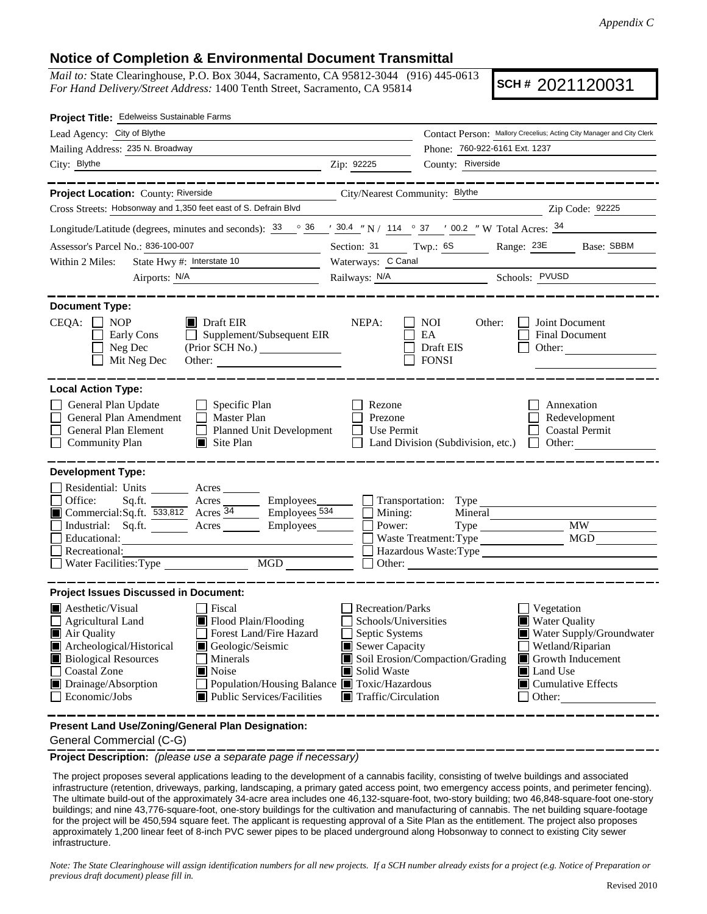*Appendix C*

# Notice of Completion & Environmental Document Transmittal

*Mail to:* State Clearinghouse, P.O. Box 3044, Sacramento, CA 95812-3044 (916) 445-0613
*For Hand Delivery/Street Address:* 1400 Tenth Street, Sacramento, CA 95814

**SCH #** 2021120031

**Project Title:** Edelweiss Sustainable Farms

Lead Agency: City of Blythe
Contact Person: Mallory Crecelius; Acting City Manager and City Clerk
Mailing Address: 235 N. Broadway
Phone: 760-922-6161 Ext. 1237
City: Blythe
Zip: 92225
County: Riverside

---

**Project Location:** County: Riverside
City/Nearest Community: Blythe
Cross Streets: Hobsonway and 1,350 feet east of S. Defrain Blvd
Zip Code: 92225

Longitude/Latitude (degrees, minutes and seconds): 33 ° 36 ′ 30.4 ″ N / 114 ° 37 ′ 00.2 ″ W Total Acres: 34

Assessor's Parcel No.: 836-100-007
Section: 31 Twp.: 6S Range: 23E Base: SBBM

Within 2 Miles: State Hwy #: Interstate 10
Waterways: C Canal
Airports: N/A
Railways: N/A
Schools: PVUSD

---

**Document Type:**

CEQA: ☐ NOP ☒ Draft EIR ☐ Early Cons ☐ Supplement/Subsequent EIR ☐ Neg Dec (Prior SCH No.) ☐ Mit Neg Dec Other:

NEPA: ☐ NOI ☐ EA ☐ Draft EIS ☐ FONSI

Other: ☐ Joint Document ☐ Final Document ☐ Other:

---

**Local Action Type:**

☐ General Plan Update ☐ Specific Plan ☐ Rezone ☐ Annexation
☐ General Plan Amendment ☐ Master Plan ☐ Prezone ☐ Redevelopment
☐ General Plan Element ☐ Planned Unit Development ☐ Use Permit ☐ Coastal Permit
☐ Community Plan ☒ Site Plan ☐ Land Division (Subdivision, etc.) ☐ Other:

---

**Development Type:**

☐ Residential: Units ___ Acres ___
☐ Office: Sq.ft. ___ Acres ___ Employees ___
☒ Commercial: Sq.ft. 533,812 Acres 34 Employees 534
☐ Industrial: Sq.ft. ___ Acres ___ Employees ___
☐ Educational:
☐ Recreational:
☐ Water Facilities: Type ___ MGD ___
☐ Transportation: Type
☐ Mining: Mineral
☐ Power: Type ___ MW
☐ Waste Treatment: Type ___ MGD
☐ Hazardous Waste: Type
☐ Other:

---

**Project Issues Discussed in Document:**

☒ Aesthetic/Visual ☐ Fiscal ☐ Recreation/Parks ☐ Vegetation
☐ Agricultural Land ☒ Flood Plain/Flooding ☐ Schools/Universities ☒ Water Quality
☒ Air Quality ☐ Forest Land/Fire Hazard ☐ Septic Systems ☒ Water Supply/Groundwater
☒ Archeological/Historical ☒ Geologic/Seismic ☒ Sewer Capacity ☐ Wetland/Riparian
☒ Biological Resources ☐ Minerals ☒ Soil Erosion/Compaction/Grading ☒ Growth Inducement
☐ Coastal Zone ☒ Noise ☒ Solid Waste ☒ Land Use
☒ Drainage/Absorption ☐ Population/Housing Balance ☒ Toxic/Hazardous ☒ Cumulative Effects
☐ Economic/Jobs ☒ Public Services/Facilities ☒ Traffic/Circulation ☐ Other:

---

**Present Land Use/Zoning/General Plan Designation:**

General Commercial (C-G)

---

**Project Description:** *(please use a separate page if necessary)*

The project proposes several applications leading to the development of a cannabis facility, consisting of twelve buildings and associated infrastructure (retention, driveways, parking, landscaping, a primary gated access point, two emergency access points, and perimeter fencing). The ultimate build-out of the approximately 34-acre area includes one 46,132-square-foot, two-story building; two 46,848-square-foot one-story buildings; and nine 43,776-square-foot, one-story buildings for the cultivation and manufacturing of cannabis. The net building square-footage for the project will be 450,594 square feet. The applicant is requesting approval of a Site Plan as the entitlement. The project also proposes approximately 1,200 linear feet of 8-inch PVC sewer pipes to be placed underground along Hobsonway to connect to existing City sewer infrastructure.

*Note: The State Clearinghouse will assign identification numbers for all new projects. If a SCH number already exists for a project (e.g. Notice of Preparation or previous draft document) please fill in.*

Revised 2010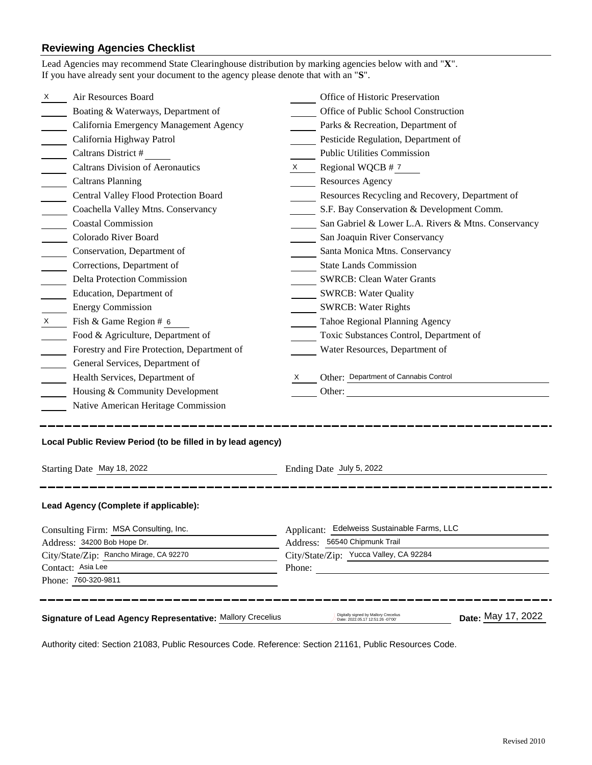## Reviewing Agencies Checklist

Lead Agencies may recommend State Clearinghouse distribution by marking agencies below with and "**X**".
If you have already sent your document to the agency please denote that with an "**S**".

| | | | |
|---|---|---|---|
| X | Air Resources Board | | Office of Historic Preservation |
| | Boating & Waterways, Department of | | Office of Public School Construction |
| | California Emergency Management Agency | | Parks & Recreation, Department of |
| | California Highway Patrol | | Pesticide Regulation, Department of |
| | Caltrans District # | | Public Utilities Commission |
| | Caltrans Division of Aeronautics | X | Regional WQCB # 7 |
| | Caltrans Planning | | Resources Agency |
| | Central Valley Flood Protection Board | | Resources Recycling and Recovery, Department of |
| | Coachella Valley Mtns. Conservancy | | S.F. Bay Conservation & Development Comm. |
| | Coastal Commission | | San Gabriel & Lower L.A. Rivers & Mtns. Conservancy |
| | Colorado River Board | | San Joaquin River Conservancy |
| | Conservation, Department of | | Santa Monica Mtns. Conservancy |
| | Corrections, Department of | | State Lands Commission |
| | Delta Protection Commission | | SWRCB: Clean Water Grants |
| | Education, Department of | | SWRCB: Water Quality |
| | Energy Commission | | SWRCB: Water Rights |
| X | Fish & Game Region # 6 | | Tahoe Regional Planning Agency |
| | Food & Agriculture, Department of | | Toxic Substances Control, Department of |
| | Forestry and Fire Protection, Department of | | Water Resources, Department of |
| | General Services, Department of | | |
| | Health Services, Department of | X | Other: Department of Cannabis Control |
| | Housing & Community Development | | Other: |
| | Native American Heritage Commission | | |

---

**Local Public Review Period (to be filled in by lead agency)**

Starting Date May 18, 2022 | Ending Date July 5, 2022

---

**Lead Agency (Complete if applicable):**

Consulting Firm: MSA Consulting, Inc.
Address: 34200 Bob Hope Dr.
City/State/Zip: Rancho Mirage, CA 92270
Contact: Asia Lee
Phone: 760-320-9811

Applicant: Edelweiss Sustainable Farms, LLC
Address: 56540 Chipmunk Trail
City/State/Zip: Yucca Valley, CA 92284
Phone:

---

**Signature of Lead Agency Representative:** Mallory Crecelius — Digitally signed by Mallory Crecelius Date: 2022.05.17 12:51:26 -07'00' **Date:** May 17, 2022

Authority cited: Section 21083, Public Resources Code. Reference: Section 21161, Public Resources Code.

Revised 2010